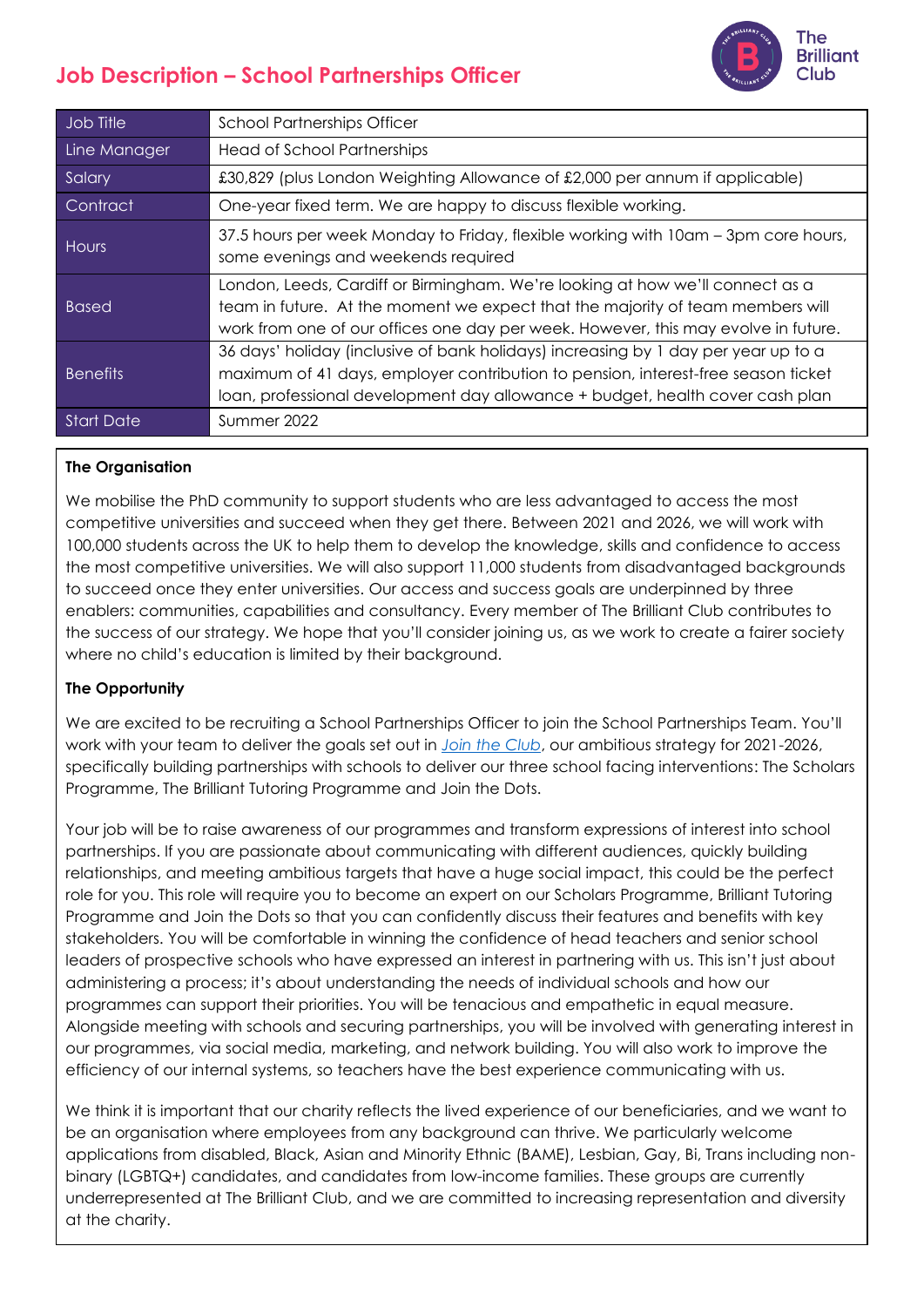# Job Description – School Partnerships Officer

| Job Title | School Partnerships Officer |
|---|---|
| Line Manager | Head of School Partnerships |
| Salary | £30,829 (plus London Weighting Allowance of £2,000 per annum if applicable) |
| Contract | One-year fixed term. We are happy to discuss flexible working. |
| Hours | 37.5 hours per week Monday to Friday, flexible working with 10am – 3pm core hours, some evenings and weekends required |
| Based | London, Leeds, Cardiff or Birmingham. We're looking at how we'll connect as a team in future. At the moment we expect that the majority of team members will work from one of our offices one day per week. However, this may evolve in future. |
| Benefits | 36 days' holiday (inclusive of bank holidays) increasing by 1 day per year up to a maximum of 41 days, employer contribution to pension, interest-free season ticket loan, professional development day allowance + budget, health cover cash plan |
| Start Date | Summer 2022 |

**The Organisation**

We mobilise the PhD community to support students who are less advantaged to access the most competitive universities and succeed when they get there. Between 2021 and 2026, we will work with 100,000 students across the UK to help them to develop the knowledge, skills and confidence to access the most competitive universities. We will also support 11,000 students from disadvantaged backgrounds to succeed once they enter universities. Our access and success goals are underpinned by three enablers: communities, capabilities and consultancy. Every member of The Brilliant Club contributes to the success of our strategy. We hope that you'll consider joining us, as we work to create a fairer society where no child's education is limited by their background.

**The Opportunity**

We are excited to be recruiting a School Partnerships Officer to join the School Partnerships Team. You'll work with your team to deliver the goals set out in *Join the Club*, our ambitious strategy for 2021-2026, specifically building partnerships with schools to deliver our three school facing interventions: The Scholars Programme, The Brilliant Tutoring Programme and Join the Dots.

Your job will be to raise awareness of our programmes and transform expressions of interest into school partnerships. If you are passionate about communicating with different audiences, quickly building relationships, and meeting ambitious targets that have a huge social impact, this could be the perfect role for you. This role will require you to become an expert on our Scholars Programme, Brilliant Tutoring Programme and Join the Dots so that you can confidently discuss their features and benefits with key stakeholders. You will be comfortable in winning the confidence of head teachers and senior school leaders of prospective schools who have expressed an interest in partnering with us. This isn't just about administering a process; it's about understanding the needs of individual schools and how our programmes can support their priorities. You will be tenacious and empathetic in equal measure. Alongside meeting with schools and securing partnerships, you will be involved with generating interest in our programmes, via social media, marketing, and network building. You will also work to improve the efficiency of our internal systems, so teachers have the best experience communicating with us.

We think it is important that our charity reflects the lived experience of our beneficiaries, and we want to be an organisation where employees from any background can thrive. We particularly welcome applications from disabled, Black, Asian and Minority Ethnic (BAME), Lesbian, Gay, Bi, Trans including non-binary (LGBTQ+) candidates, and candidates from low-income families. These groups are currently underrepresented at The Brilliant Club, and we are committed to increasing representation and diversity at the charity.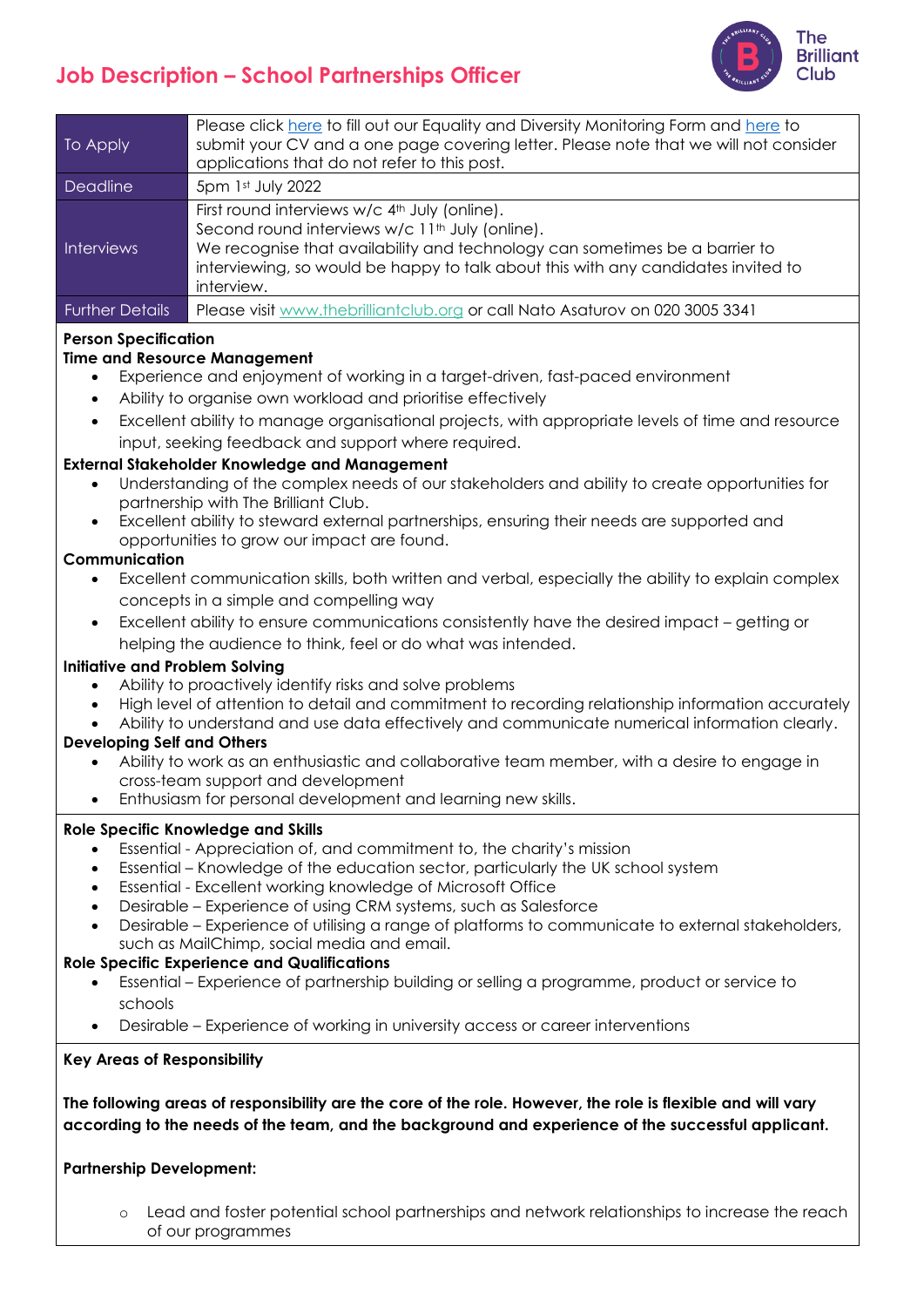# Job Description – School Partnerships Officer

| To Apply | Please click here to fill out our Equality and Diversity Monitoring Form and here to submit your CV and a one page covering letter. Please note that we will not consider applications that do not refer to this post. |
|---|---|
| Deadline | 5pm 1st July 2022 |
| Interviews | First round interviews w/c 4th July (online). Second round interviews w/c 11th July (online). We recognise that availability and technology can sometimes be a barrier to interviewing, so would be happy to talk about this with any candidates invited to interview. |
| Further Details | Please visit www.thebrilliantclub.org or call Nato Asaturov on 020 3005 3341 |

**Person Specification**

**Time and Resource Management**

- Experience and enjoyment of working in a target-driven, fast-paced environment
- Ability to organise own workload and prioritise effectively
- Excellent ability to manage organisational projects, with appropriate levels of time and resource input, seeking feedback and support where required.

**External Stakeholder Knowledge and Management**

- Understanding of the complex needs of our stakeholders and ability to create opportunities for partnership with The Brilliant Club.
- Excellent ability to steward external partnerships, ensuring their needs are supported and opportunities to grow our impact are found.

**Communication**

- Excellent communication skills, both written and verbal, especially the ability to explain complex concepts in a simple and compelling way
- Excellent ability to ensure communications consistently have the desired impact – getting or helping the audience to think, feel or do what was intended.

**Initiative and Problem Solving**

- Ability to proactively identify risks and solve problems
- High level of attention to detail and commitment to recording relationship information accurately
- Ability to understand and use data effectively and communicate numerical information clearly.

**Developing Self and Others**

- Ability to work as an enthusiastic and collaborative team member, with a desire to engage in cross-team support and development
- Enthusiasm for personal development and learning new skills.

**Role Specific Knowledge and Skills**

- Essential - Appreciation of, and commitment to, the charity's mission
- Essential – Knowledge of the education sector, particularly the UK school system
- Essential - Excellent working knowledge of Microsoft Office
- Desirable – Experience of using CRM systems, such as Salesforce
- Desirable – Experience of utilising a range of platforms to communicate to external stakeholders, such as MailChimp, social media and email.

**Role Specific Experience and Qualifications**

- Essential – Experience of partnership building or selling a programme, product or service to schools
- Desirable – Experience of working in university access or career interventions

**Key Areas of Responsibility**

**The following areas of responsibility are the core of the role. However, the role is flexible and will vary according to the needs of the team, and the background and experience of the successful applicant.**

**Partnership Development:**

- Lead and foster potential school partnerships and network relationships to increase the reach of our programmes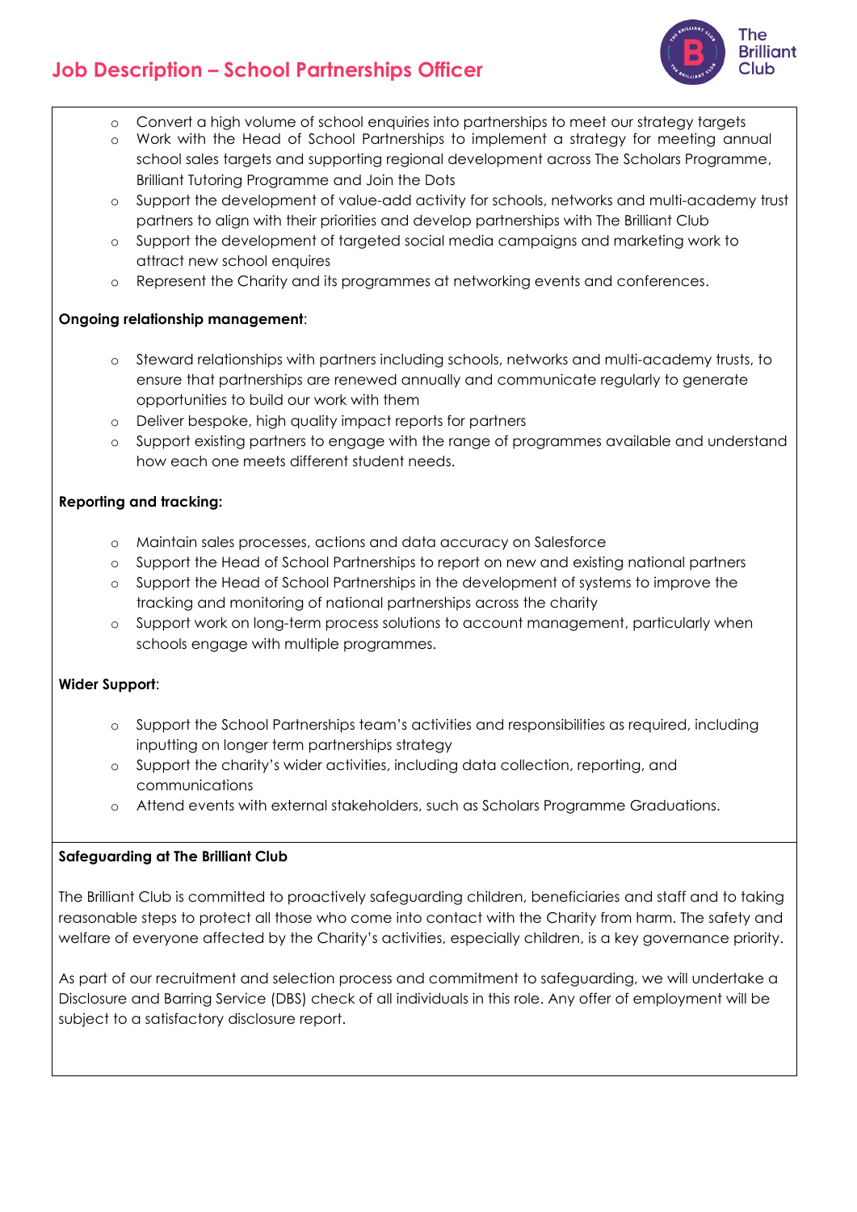- Convert a high volume of school enquiries into partnerships to meet our strategy targets
- Work with the Head of School Partnerships to implement a strategy for meeting annual school sales targets and supporting regional development across The Scholars Programme, Brilliant Tutoring Programme and Join the Dots
- Support the development of value-add activity for schools, networks and multi-academy trust partners to align with their priorities and develop partnerships with The Brilliant Club
- Support the development of targeted social media campaigns and marketing work to attract new school enquires
- Represent the Charity and its programmes at networking events and conferences.

**Ongoing relationship management**:

- Steward relationships with partners including schools, networks and multi-academy trusts, to ensure that partnerships are renewed annually and communicate regularly to generate opportunities to build our work with them
- Deliver bespoke, high quality impact reports for partners
- Support existing partners to engage with the range of programmes available and understand how each one meets different student needs.

**Reporting and tracking:**

- Maintain sales processes, actions and data accuracy on Salesforce
- Support the Head of School Partnerships to report on new and existing national partners
- Support the Head of School Partnerships in the development of systems to improve the tracking and monitoring of national partnerships across the charity
- Support work on long-term process solutions to account management, particularly when schools engage with multiple programmes.

**Wider Support**:

- Support the School Partnerships team's activities and responsibilities as required, including inputting on longer term partnerships strategy
- Support the charity's wider activities, including data collection, reporting, and communications
- Attend events with external stakeholders, such as Scholars Programme Graduations.

**Safeguarding at The Brilliant Club**

The Brilliant Club is committed to proactively safeguarding children, beneficiaries and staff and to taking reasonable steps to protect all those who come into contact with the Charity from harm. The safety and welfare of everyone affected by the Charity's activities, especially children, is a key governance priority.

As part of our recruitment and selection process and commitment to safeguarding, we will undertake a Disclosure and Barring Service (DBS) check of all individuals in this role. Any offer of employment will be subject to a satisfactory disclosure report.